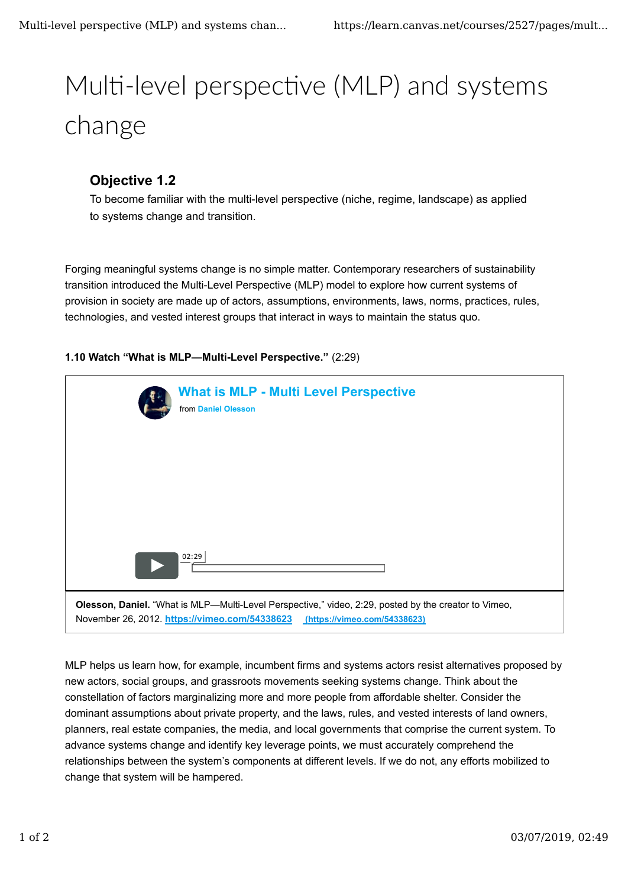# Multi-level perspective (MLP) and systems change

### Objective 1.2

To become familiar with the multi-level perspective (niche, regime, landscape) as applied to systems change and transition.

Forging meaningful systems change is no simple matter. Contemporary researchers of sustainability transition introduced the Multi-Level Perspective (MLP) model to explore how current systems of provision in society are made up of actors, assumptions, environments, laws, norms, practices, rules, technologies, and vested interest groups that interact in ways to maintain the status quo.

**1.10 Watch "What is MLP—Multi-Level Perspective."** (2:29)

**What is MLP - Multi Level Perspective**

from Daniel Olesson

02:29

**Olesson, Daniel.** "What is MLP—Multi-Level Perspective," video, 2:29, posted by the creator to Vimeo, November 26, 2012. https://vimeo.com/54338623 (https://vimeo.com/54338623)

MLP helps us learn how, for example, incumbent firms and systems actors resist alternatives proposed by new actors, social groups, and grassroots movements seeking systems change. Think about the constellation of factors marginalizing more and more people from affordable shelter. Consider the dominant assumptions about private property, and the laws, rules, and vested interests of land owners, planners, real estate companies, the media, and local governments that comprise the current system. To advance systems change and identify key leverage points, we must accurately comprehend the relationships between the system's components at different levels. If we do not, any efforts mobilized to change that system will be hampered.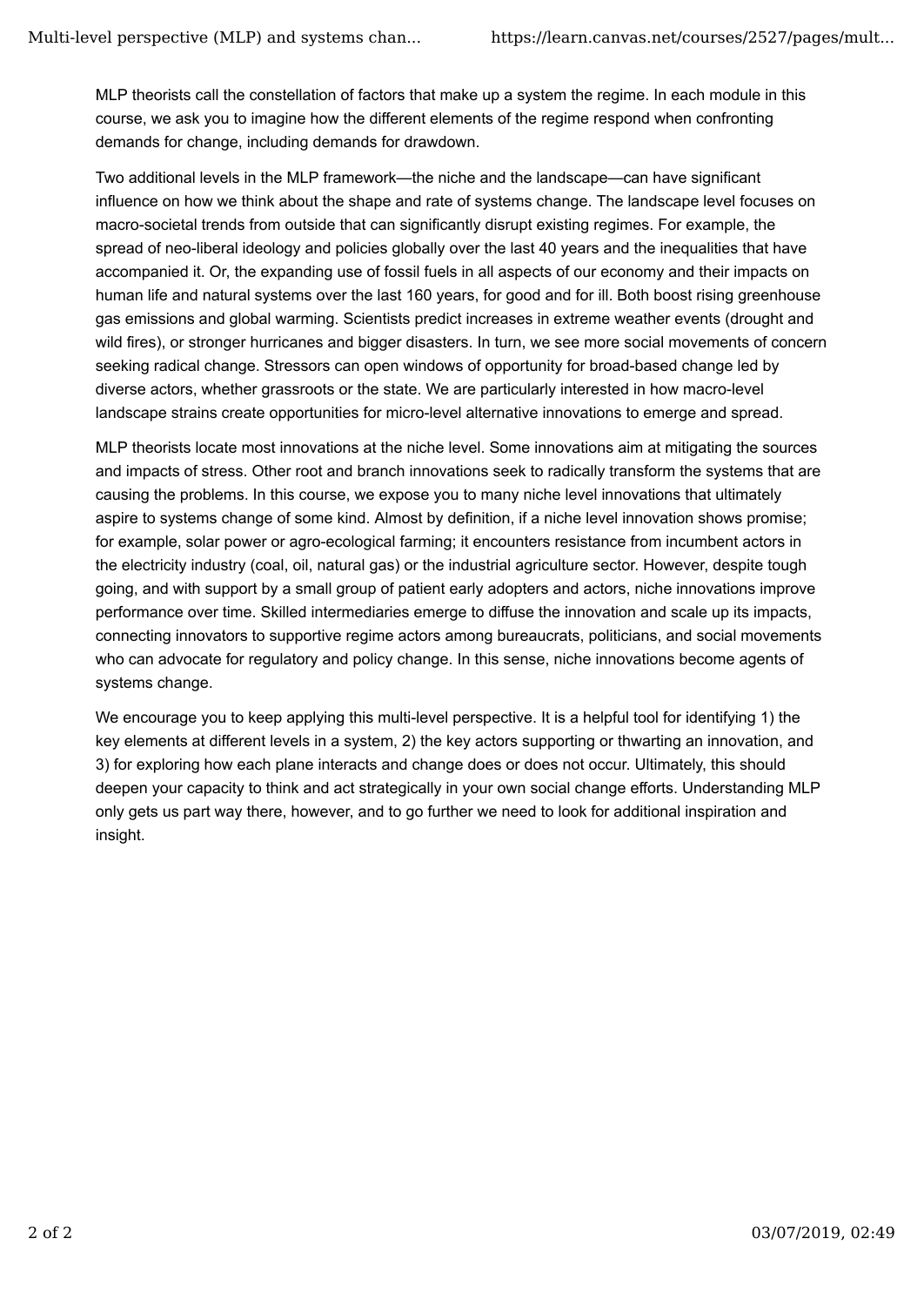MLP theorists call the constellation of factors that make up a system the regime. In each module in this course, we ask you to imagine how the different elements of the regime respond when confronting demands for change, including demands for drawdown.

Two additional levels in the MLP framework—the niche and the landscape—can have significant influence on how we think about the shape and rate of systems change. The landscape level focuses on macro-societal trends from outside that can significantly disrupt existing regimes. For example, the spread of neo-liberal ideology and policies globally over the last 40 years and the inequalities that have accompanied it. Or, the expanding use of fossil fuels in all aspects of our economy and their impacts on human life and natural systems over the last 160 years, for good and for ill. Both boost rising greenhouse gas emissions and global warming. Scientists predict increases in extreme weather events (drought and wild fires), or stronger hurricanes and bigger disasters. In turn, we see more social movements of concern seeking radical change. Stressors can open windows of opportunity for broad-based change led by diverse actors, whether grassroots or the state. We are particularly interested in how macro-level landscape strains create opportunities for micro-level alternative innovations to emerge and spread.

MLP theorists locate most innovations at the niche level. Some innovations aim at mitigating the sources and impacts of stress. Other root and branch innovations seek to radically transform the systems that are causing the problems. In this course, we expose you to many niche level innovations that ultimately aspire to systems change of some kind. Almost by definition, if a niche level innovation shows promise; for example, solar power or agro-ecological farming; it encounters resistance from incumbent actors in the electricity industry (coal, oil, natural gas) or the industrial agriculture sector. However, despite tough going, and with support by a small group of patient early adopters and actors, niche innovations improve performance over time. Skilled intermediaries emerge to diffuse the innovation and scale up its impacts, connecting innovators to supportive regime actors among bureaucrats, politicians, and social movements who can advocate for regulatory and policy change. In this sense, niche innovations become agents of systems change.

We encourage you to keep applying this multi-level perspective. It is a helpful tool for identifying 1) the key elements at different levels in a system, 2) the key actors supporting or thwarting an innovation, and 3) for exploring how each plane interacts and change does or does not occur. Ultimately, this should deepen your capacity to think and act strategically in your own social change efforts. Understanding MLP only gets us part way there, however, and to go further we need to look for additional inspiration and insight.